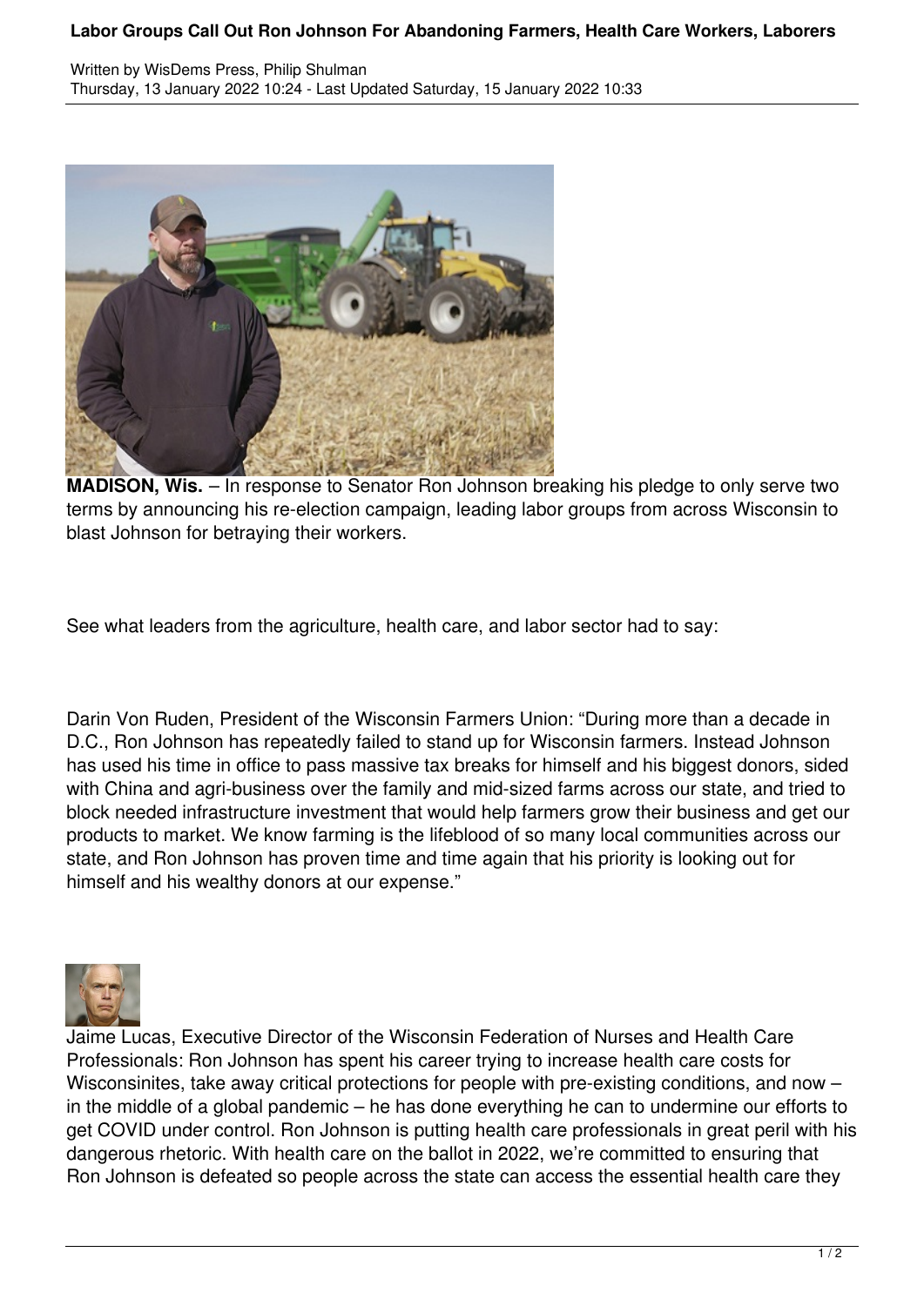# Labor Groups Call Out Ron Johnson For Abandoning Farmers, Health Care Workers, Laborers

Written by WisDems Press, Philip Shulman
Thursday, 13 January 2022 10:24 - Last Updated Saturday, 15 January 2022 10:33

**MADISON, Wis.** – In response to Senator Ron Johnson breaking his pledge to only serve two terms by announcing his re-election campaign, leading labor groups from across Wisconsin to blast Johnson for betraying their workers.

See what leaders from the agriculture, health care, and labor sector had to say:

Darin Von Ruden, President of the Wisconsin Farmers Union: "During more than a decade in D.C., Ron Johnson has repeatedly failed to stand up for Wisconsin farmers. Instead Johnson has used his time in office to pass massive tax breaks for himself and his biggest donors, sided with China and agri-business over the family and mid-sized farms across our state, and tried to block needed infrastructure investment that would help farmers grow their business and get our products to market. We know farming is the lifeblood of so many local communities across our state, and Ron Johnson has proven time and time again that his priority is looking out for himself and his wealthy donors at our expense."

Jaime Lucas, Executive Director of the Wisconsin Federation of Nurses and Health Care Professionals: Ron Johnson has spent his career trying to increase health care costs for Wisconsinites, take away critical protections for people with pre-existing conditions, and now – in the middle of a global pandemic – he has done everything he can to undermine our efforts to get COVID under control. Ron Johnson is putting health care professionals in great peril with his dangerous rhetoric. With health care on the ballot in 2022, we're committed to ensuring that Ron Johnson is defeated so people across the state can access the essential health care they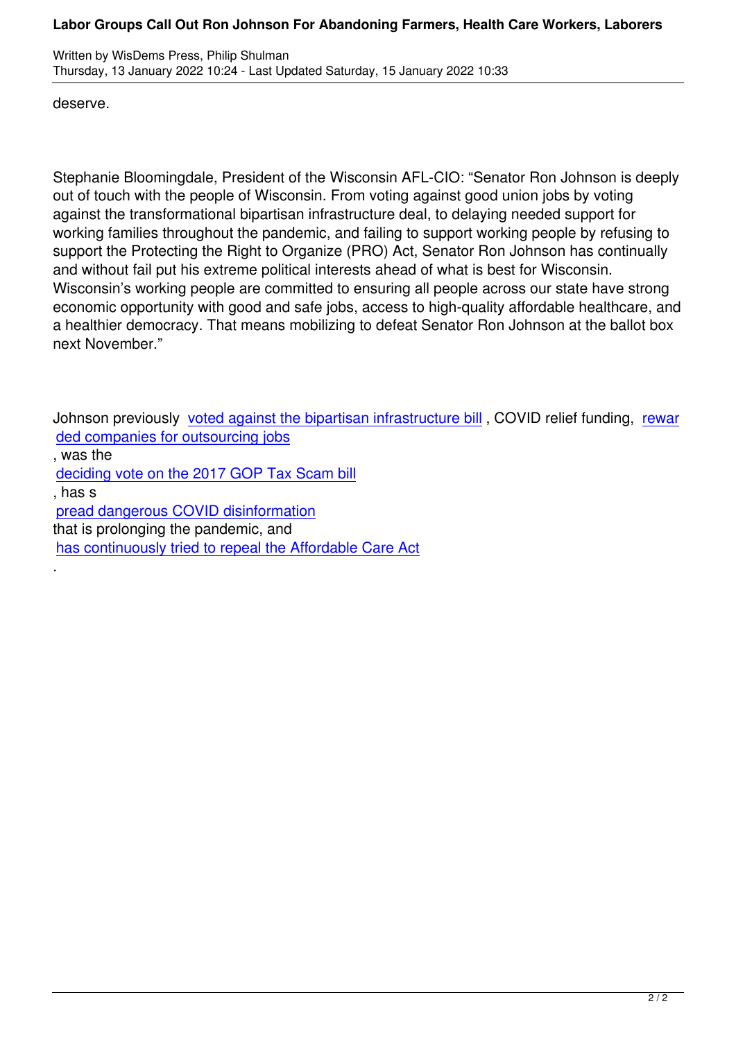deserve.

Stephanie Bloomingdale, President of the Wisconsin AFL-CIO: "Senator Ron Johnson is deeply out of touch with the people of Wisconsin. From voting against good union jobs by voting against the transformational bipartisan infrastructure deal, to delaying needed support for working families throughout the pandemic, and failing to support working people by refusing to support the Protecting the Right to Organize (PRO) Act, Senator Ron Johnson has continually and without fail put his extreme political interests ahead of what is best for Wisconsin. Wisconsin's working people are committed to ensuring all people across our state have strong economic opportunity with good and safe jobs, access to high-quality affordable healthcare, and a healthier democracy. That means mobilizing to defeat Senator Ron Johnson at the ballot box next November."

Johnson previously voted against the bipartisan infrastructure bill, COVID relief funding, rewarded companies for outsourcing jobs, was the deciding vote on the 2017 GOP Tax Scam bill, has spread dangerous COVID disinformation that is prolonging the pandemic, and has continuously tried to repeal the Affordable Care Act.